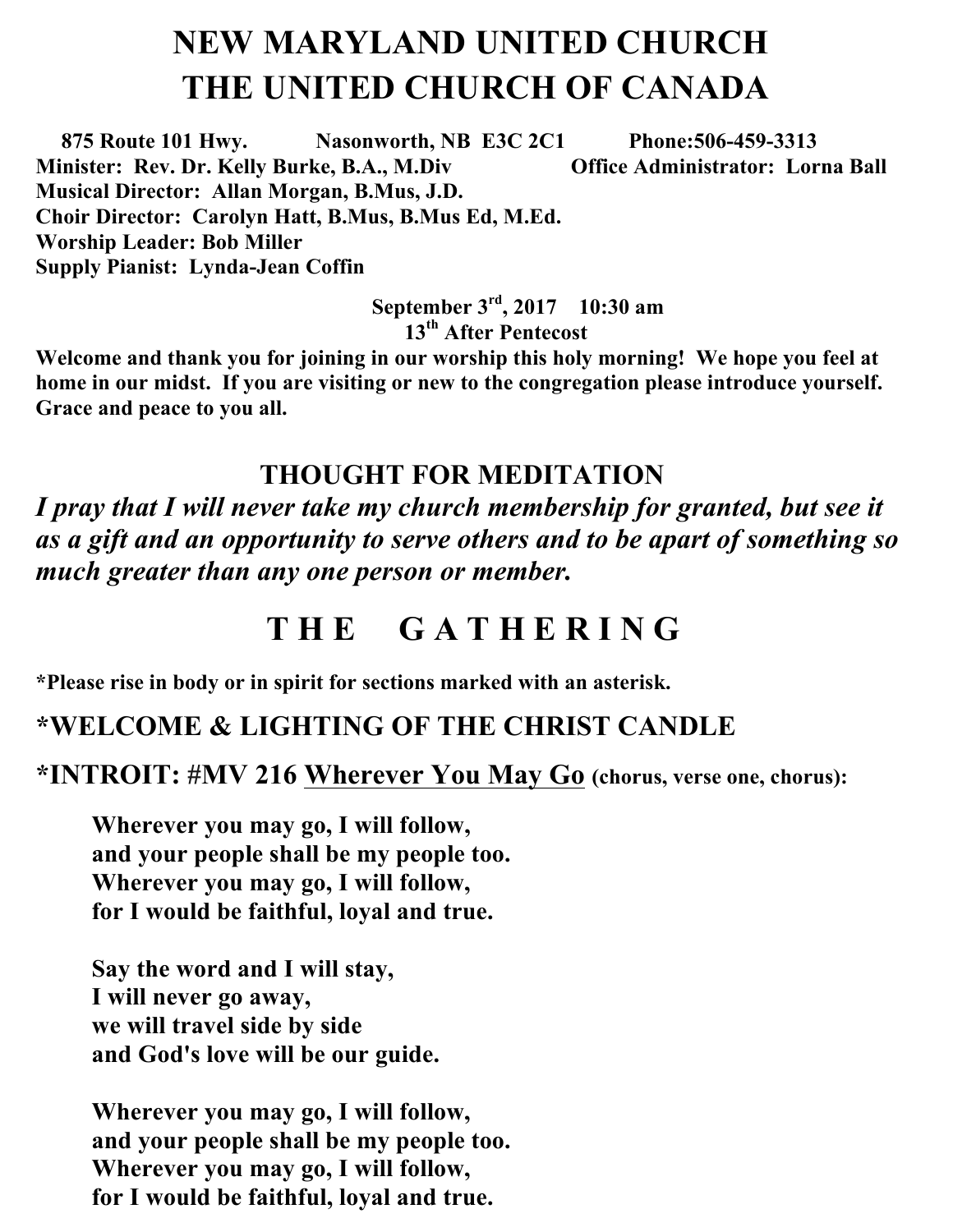# NEW MARYLAND UNITED CHURCH
# THE UNITED CHURCH OF CANADA

**875 Route 101 Hwy.   Nasonworth, NB E3C 2C1   Phone:506-459-3313**
**Minister: Rev. Dr. Kelly Burke, B.A., M.Div   Office Administrator: Lorna Ball**
**Musical Director: Allan Morgan, B.Mus, J.D.**
**Choir Director: Carolyn Hatt, B.Mus, B.Mus Ed, M.Ed.**
**Worship Leader: Bob Miller**
**Supply Pianist: Lynda-Jean Coffin**

**September 3rd, 2017 10:30 am**
**13th After Pentecost**

**Welcome and thank you for joining in our worship this holy morning! We hope you feel at home in our midst. If you are visiting or new to the congregation please introduce yourself. Grace and peace to you all.**

## THOUGHT FOR MEDITATION

***I pray that I will never take my church membership for granted, but see it as a gift and an opportunity to serve others and to be apart of something so much greater than any one person or member.***

## T H E   G A T H E R I N G

**\*Please rise in body or in spirit for sections marked with an asterisk.**

### *WELCOME & LIGHTING OF THE CHRIST CANDLE

### *INTROIT: #MV 216 Wherever You May Go (chorus, verse one, chorus):

**Wherever you may go, I will follow,**
**and your people shall be my people too.**
**Wherever you may go, I will follow,**
**for I would be faithful, loyal and true.**

**Say the word and I will stay,**
**I will never go away,**
**we will travel side by side**
**and God's love will be our guide.**

**Wherever you may go, I will follow,**
**and your people shall be my people too.**
**Wherever you may go, I will follow,**
**for I would be faithful, loyal and true.**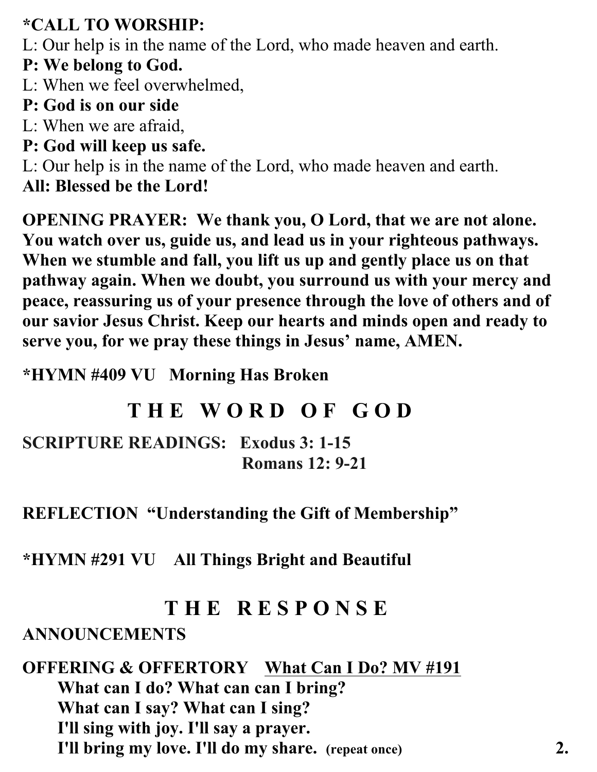**\*CALL TO WORSHIP:**

L: Our help is in the name of the Lord, who made heaven and earth.

**P: We belong to God.**

L: When we feel overwhelmed,

**P: God is on our side**

L: When we are afraid,

**P: God will keep us safe.**

L: Our help is in the name of the Lord, who made heaven and earth.

**All: Blessed be the Lord!**

**OPENING PRAYER: We thank you, O Lord, that we are not alone. You watch over us, guide us, and lead us in your righteous pathways. When we stumble and fall, you lift us up and gently place us on that pathway again. When we doubt, you surround us with your mercy and peace, reassuring us of your presence through the love of others and of our savior Jesus Christ. Keep our hearts and minds open and ready to serve you, for we pray these things in Jesus' name, AMEN.**

**\*HYMN #409 VU Morning Has Broken**

## T H E W O R D O F G O D

**SCRIPTURE READINGS: Exodus 3: 1-15**
**Romans 12: 9-21**

**REFLECTION "Understanding the Gift of Membership"**

**\*HYMN #291 VU All Things Bright and Beautiful**

## T H E R E S P O N S E

**ANNOUNCEMENTS**

**OFFERING & OFFERTORY** <u>**What Can I Do? MV #191**</u>

**What can I do? What can can I bring?**
**What can I say? What can I sing?**
**I'll sing with joy. I'll say a prayer.**
**I'll bring my love. I'll do my share.** **(repeat once)**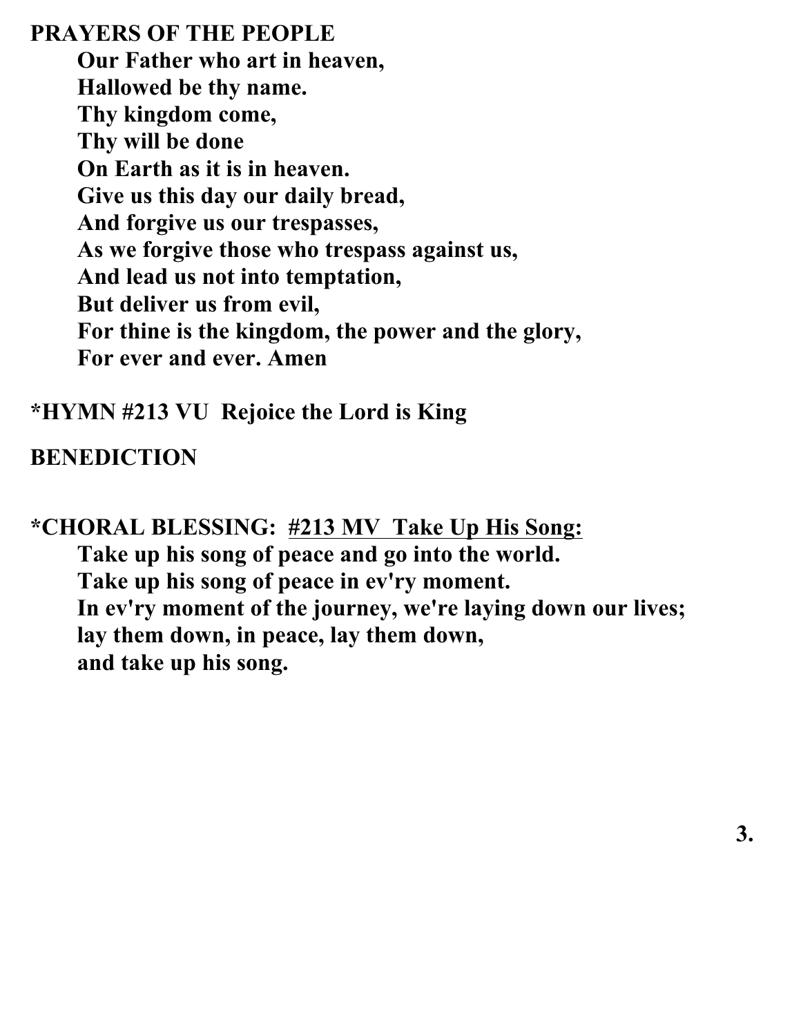**PRAYERS OF THE PEOPLE**

**Our Father who art in heaven,**
**Hallowed be thy name.**
**Thy kingdom come,**
**Thy will be done**
**On Earth as it is in heaven.**
**Give us this day our daily bread,**
**And forgive us our trespasses,**
**As we forgive those who trespass against us,**
**And lead us not into temptation,**
**But deliver us from evil,**
**For thine is the kingdom, the power and the glory,**
**For ever and ever. Amen**

**\*HYMN #213 VU Rejoice the Lord is King**

**BENEDICTION**

**\*CHORAL BLESSING: <u>#213 MV Take Up His Song:</u>**

**Take up his song of peace and go into the world.**
**Take up his song of peace in ev'ry moment.**
**In ev'ry moment of the journey, we're laying down our lives;**
**lay them down, in peace, lay them down,**
**and take up his song.**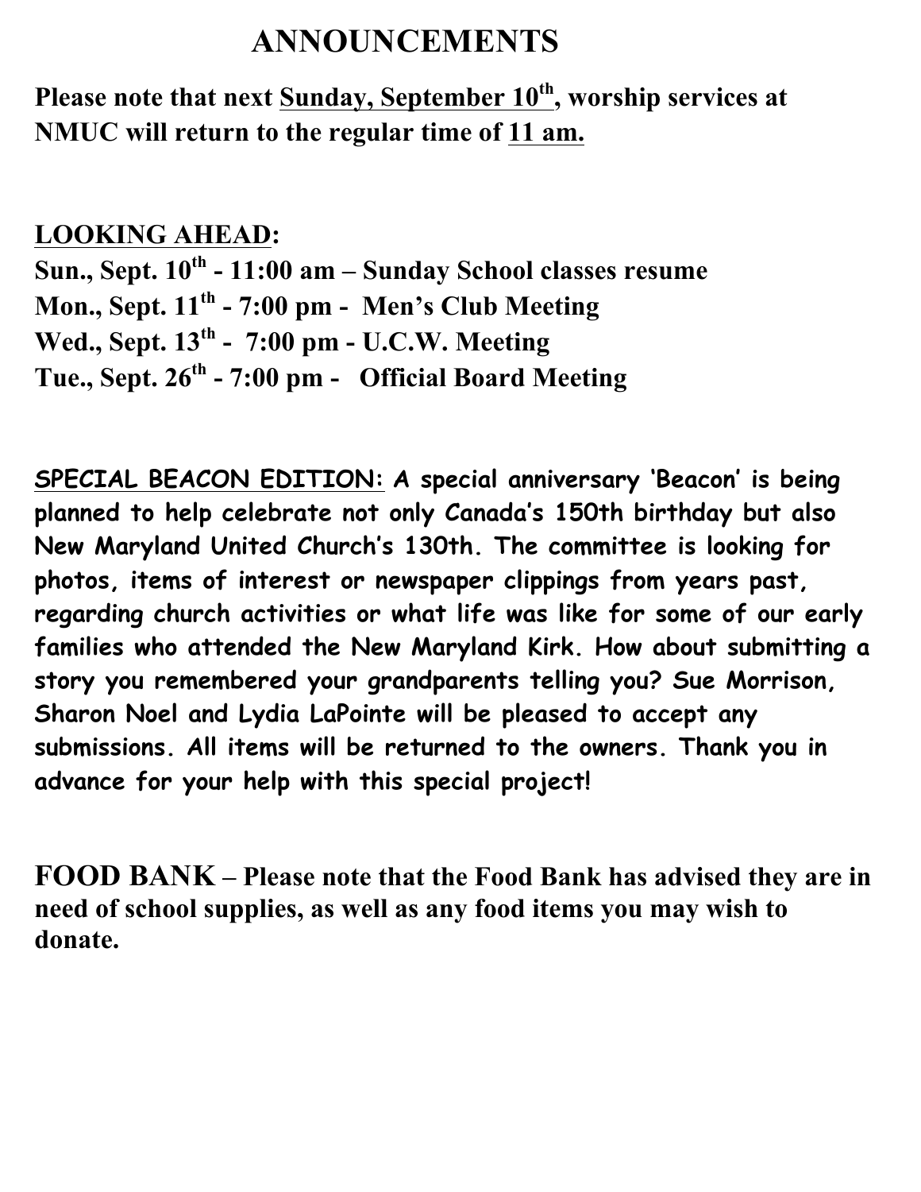# ANNOUNCEMENTS

**Please note that next <u>Sunday, September 10th</u>, worship services at NMUC will return to the regular time of <u>11 am.</u>**

**<u>LOOKING AHEAD</u>:**

**Sun., Sept. 10th - 11:00 am – Sunday School classes resume**
**Mon., Sept. 11th - 7:00 pm - Men's Club Meeting**
**Wed., Sept. 13th - 7:00 pm - U.C.W. Meeting**
**Tue., Sept. 26th - 7:00 pm - Official Board Meeting**

**<u>SPECIAL BEACON EDITION:</u> A special anniversary 'Beacon' is being planned to help celebrate not only Canada's 150th birthday but also New Maryland United Church's 130th. The committee is looking for photos, items of interest or newspaper clippings from years past, regarding church activities or what life was like for some of our early families who attended the New Maryland Kirk. How about submitting a story you remembered your grandparents telling you? Sue Morrison, Sharon Noel and Lydia LaPointe will be pleased to accept any submissions. All items will be returned to the owners. Thank you in advance for your help with this special project!**

**FOOD BANK – Please note that the Food Bank has advised they are in need of school supplies, as well as any food items you may wish to donate.**